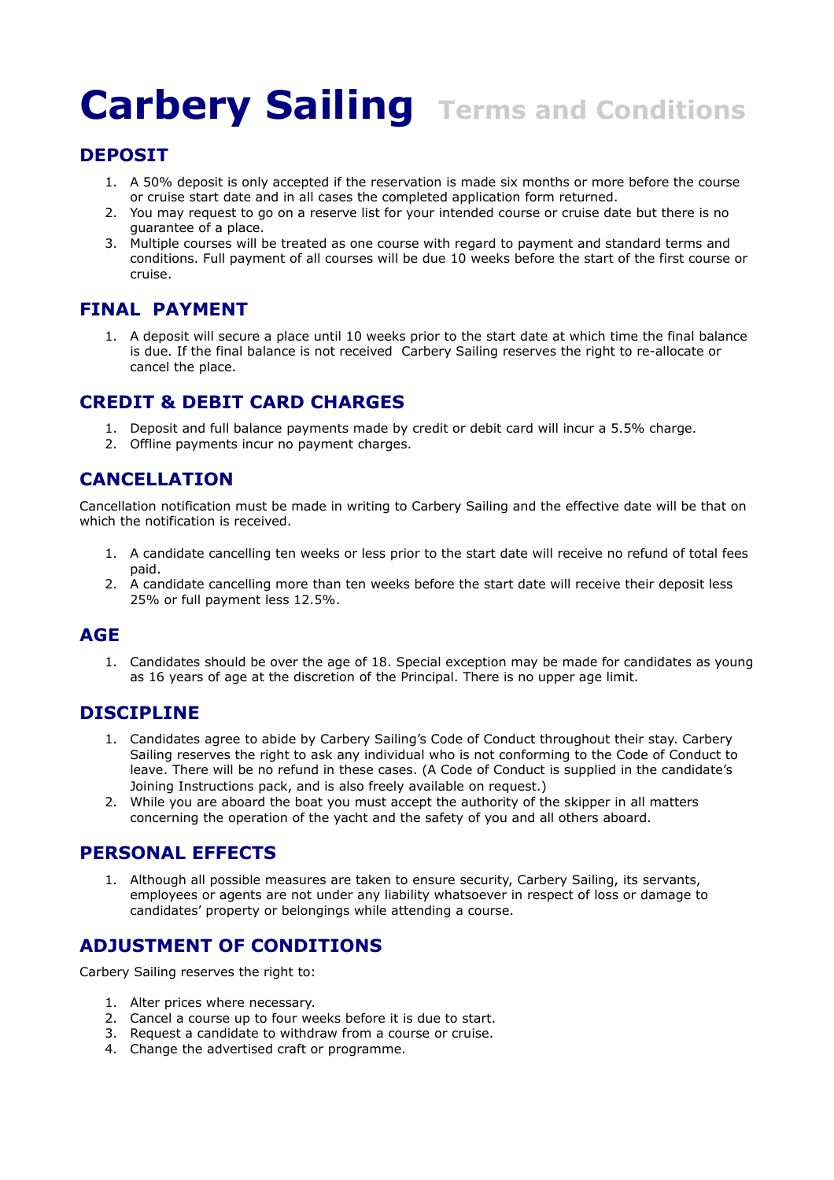# Carbery Sailing Terms and Conditions

## DEPOSIT

1. A 50% deposit is only accepted if the reservation is made six months or more before the course or cruise start date and in all cases the completed application form returned.
2. You may request to go on a reserve list for your intended course or cruise date but there is no guarantee of a place.
3. Multiple courses will be treated as one course with regard to payment and standard terms and conditions. Full payment of all courses will be due 10 weeks before the start of the first course or cruise.

## FINAL PAYMENT

1. A deposit will secure a place until 10 weeks prior to the start date at which time the final balance is due. If the final balance is not received Carbery Sailing reserves the right to re-allocate or cancel the place.

## CREDIT & DEBIT CARD CHARGES

1. Deposit and full balance payments made by credit or debit card will incur a 5.5% charge.
2. Offline payments incur no payment charges.

## CANCELLATION

Cancellation notification must be made in writing to Carbery Sailing and the effective date will be that on which the notification is received.

1. A candidate cancelling ten weeks or less prior to the start date will receive no refund of total fees paid.
2. A candidate cancelling more than ten weeks before the start date will receive their deposit less 25% or full payment less 12.5%.

## AGE

1. Candidates should be over the age of 18. Special exception may be made for candidates as young as 16 years of age at the discretion of the Principal. There is no upper age limit.

## DISCIPLINE

1. Candidates agree to abide by Carbery Sailing's Code of Conduct throughout their stay. Carbery Sailing reserves the right to ask any individual who is not conforming to the Code of Conduct to leave. There will be no refund in these cases. (A Code of Conduct is supplied in the candidate's Joining Instructions pack, and is also freely available on request.)
2. While you are aboard the boat you must accept the authority of the skipper in all matters concerning the operation of the yacht and the safety of you and all others aboard.

## PERSONAL EFFECTS

1. Although all possible measures are taken to ensure security, Carbery Sailing, its servants, employees or agents are not under any liability whatsoever in respect of loss or damage to candidates' property or belongings while attending a course.

## ADJUSTMENT OF CONDITIONS

Carbery Sailing reserves the right to:

1. Alter prices where necessary.
2. Cancel a course up to four weeks before it is due to start.
3. Request a candidate to withdraw from a course or cruise.
4. Change the advertised craft or programme.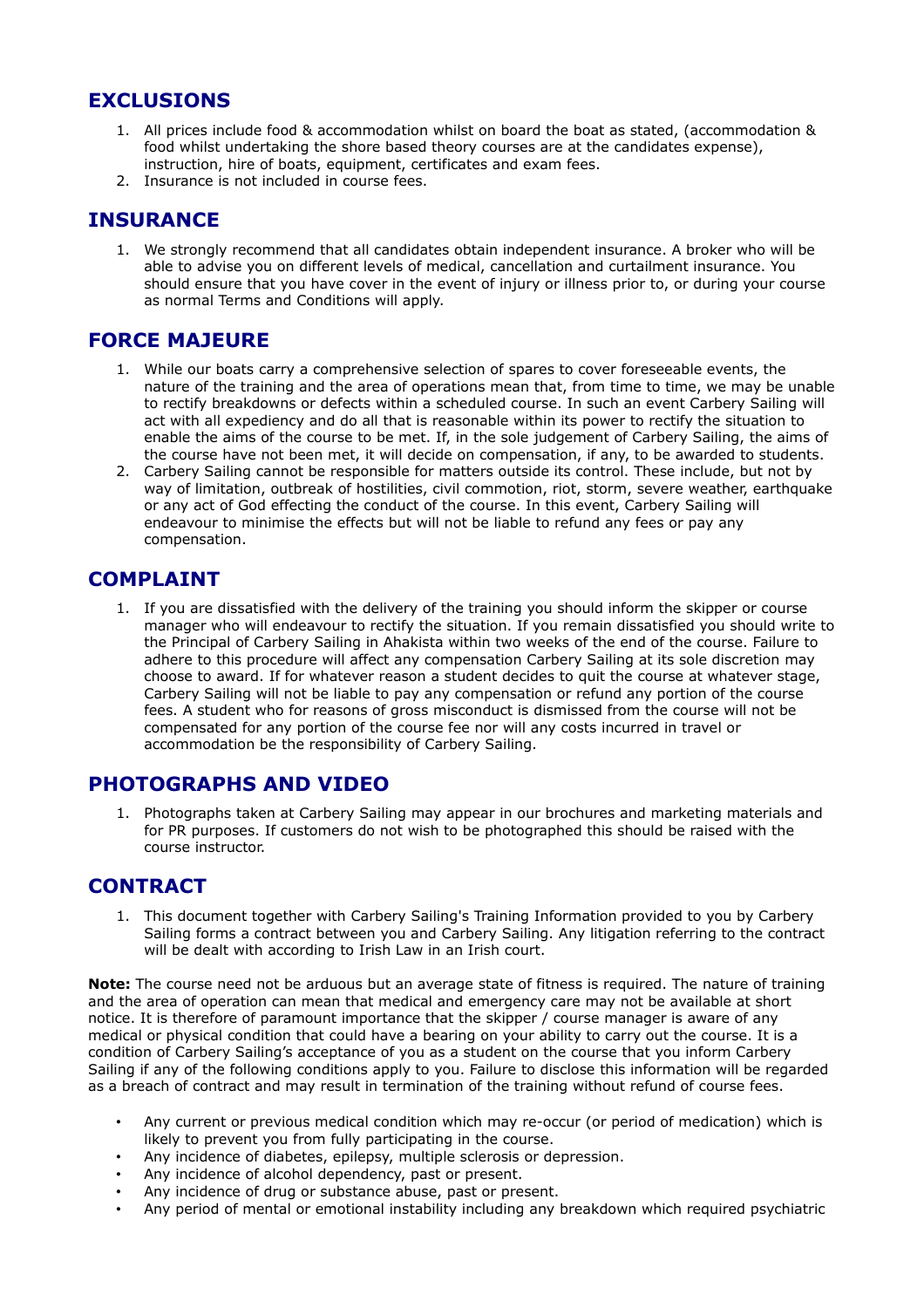## EXCLUSIONS

1. All prices include food & accommodation whilst on board the boat as stated, (accommodation & food whilst undertaking the shore based theory courses are at the candidates expense), instruction, hire of boats, equipment, certificates and exam fees.
2. Insurance is not included in course fees.

## INSURANCE

1. We strongly recommend that all candidates obtain independent insurance. A broker who will be able to advise you on different levels of medical, cancellation and curtailment insurance. You should ensure that you have cover in the event of injury or illness prior to, or during your course as normal Terms and Conditions will apply.

## FORCE MAJEURE

1. While our boats carry a comprehensive selection of spares to cover foreseeable events, the nature of the training and the area of operations mean that, from time to time, we may be unable to rectify breakdowns or defects within a scheduled course. In such an event Carbery Sailing will act with all expediency and do all that is reasonable within its power to rectify the situation to enable the aims of the course to be met. If, in the sole judgement of Carbery Sailing, the aims of the course have not been met, it will decide on compensation, if any, to be awarded to students.
2. Carbery Sailing cannot be responsible for matters outside its control. These include, but not by way of limitation, outbreak of hostilities, civil commotion, riot, storm, severe weather, earthquake or any act of God effecting the conduct of the course. In this event, Carbery Sailing will endeavour to minimise the effects but will not be liable to refund any fees or pay any compensation.

## COMPLAINT

1. If you are dissatisfied with the delivery of the training you should inform the skipper or course manager who will endeavour to rectify the situation. If you remain dissatisfied you should write to the Principal of Carbery Sailing in Ahakista within two weeks of the end of the course. Failure to adhere to this procedure will affect any compensation Carbery Sailing at its sole discretion may choose to award. If for whatever reason a student decides to quit the course at whatever stage, Carbery Sailing will not be liable to pay any compensation or refund any portion of the course fees. A student who for reasons of gross misconduct is dismissed from the course will not be compensated for any portion of the course fee nor will any costs incurred in travel or accommodation be the responsibility of Carbery Sailing.

## PHOTOGRAPHS AND VIDEO

1. Photographs taken at Carbery Sailing may appear in our brochures and marketing materials and for PR purposes. If customers do not wish to be photographed this should be raised with the course instructor.

## CONTRACT

1. This document together with Carbery Sailing's Training Information provided to you by Carbery Sailing forms a contract between you and Carbery Sailing. Any litigation referring to the contract will be dealt with according to Irish Law in an Irish court.

**Note:** The course need not be arduous but an average state of fitness is required. The nature of training and the area of operation can mean that medical and emergency care may not be available at short notice. It is therefore of paramount importance that the skipper / course manager is aware of any medical or physical condition that could have a bearing on your ability to carry out the course. It is a condition of Carbery Sailing's acceptance of you as a student on the course that you inform Carbery Sailing if any of the following conditions apply to you. Failure to disclose this information will be regarded as a breach of contract and may result in termination of the training without refund of course fees.

- Any current or previous medical condition which may re-occur (or period of medication) which is likely to prevent you from fully participating in the course.
- Any incidence of diabetes, epilepsy, multiple sclerosis or depression.
- Any incidence of alcohol dependency, past or present.
- Any incidence of drug or substance abuse, past or present.
- Any period of mental or emotional instability including any breakdown which required psychiatric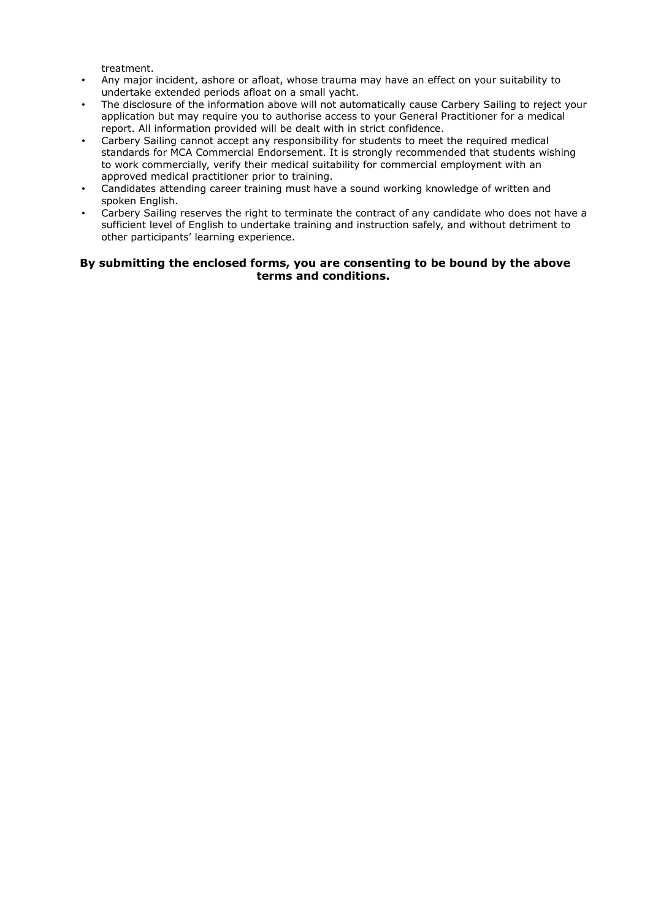treatment.

- Any major incident, ashore or afloat, whose trauma may have an effect on your suitability to undertake extended periods afloat on a small yacht.
- The disclosure of the information above will not automatically cause Carbery Sailing to reject your application but may require you to authorise access to your General Practitioner for a medical report. All information provided will be dealt with in strict confidence.
- Carbery Sailing cannot accept any responsibility for students to meet the required medical standards for MCA Commercial Endorsement. It is strongly recommended that students wishing to work commercially, verify their medical suitability for commercial employment with an approved medical practitioner prior to training.
- Candidates attending career training must have a sound working knowledge of written and spoken English.
- Carbery Sailing reserves the right to terminate the contract of any candidate who does not have a sufficient level of English to undertake training and instruction safely, and without detriment to other participants' learning experience.

**By submitting the enclosed forms, you are consenting to be bound by the above terms and conditions.**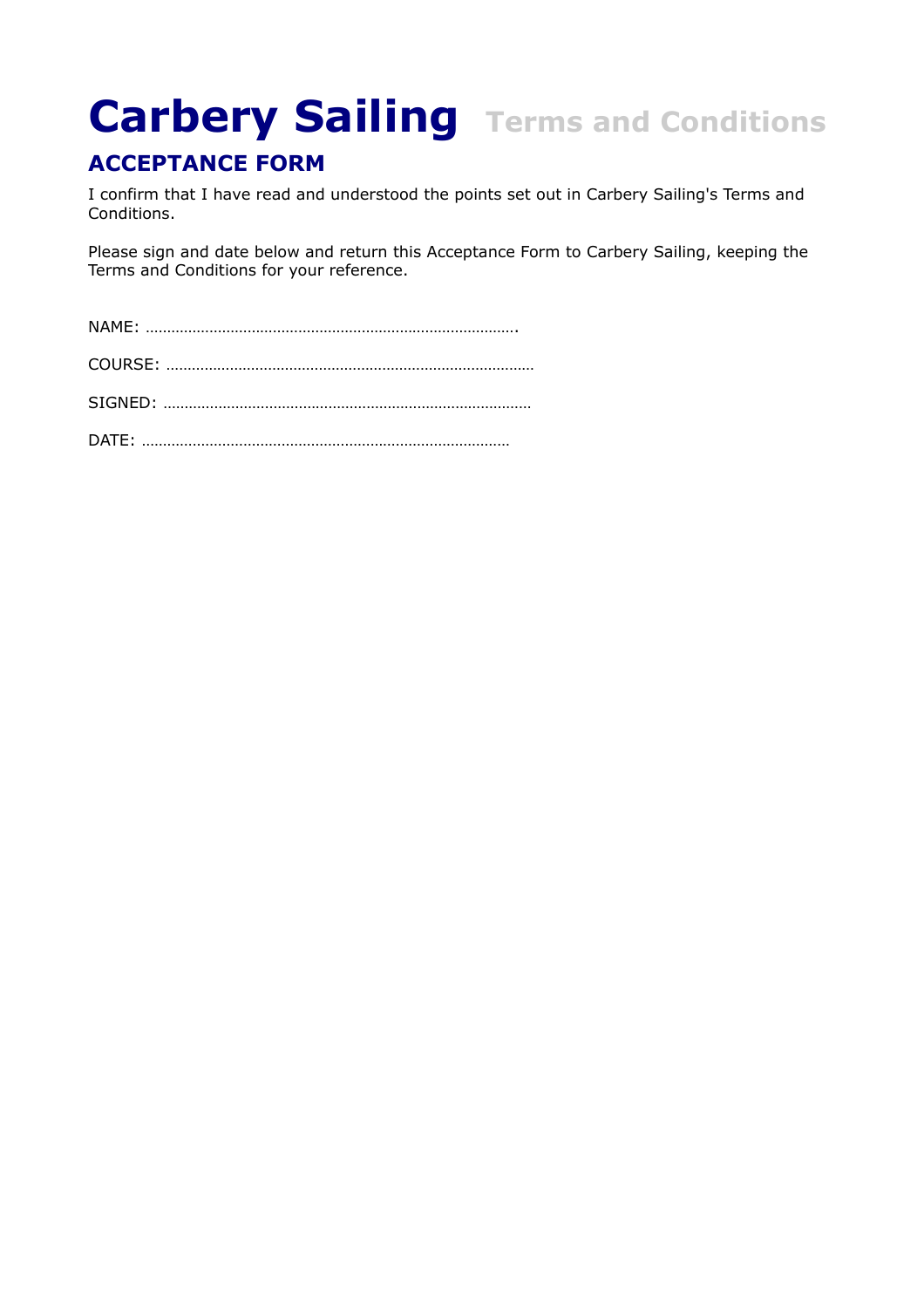# Carbery Sailing Terms and Conditions

## ACCEPTANCE FORM

I confirm that I have read and understood the points set out in Carbery Sailing's Terms and Conditions.

Please sign and date below and return this Acceptance Form to Carbery Sailing, keeping the Terms and Conditions for your reference.

NAME: …………………………………………………………………………….

COURSE: ……………………………………………………………………………

SIGNED: ……………………………………………………………………………

DATE: ……………………………………………………………………………